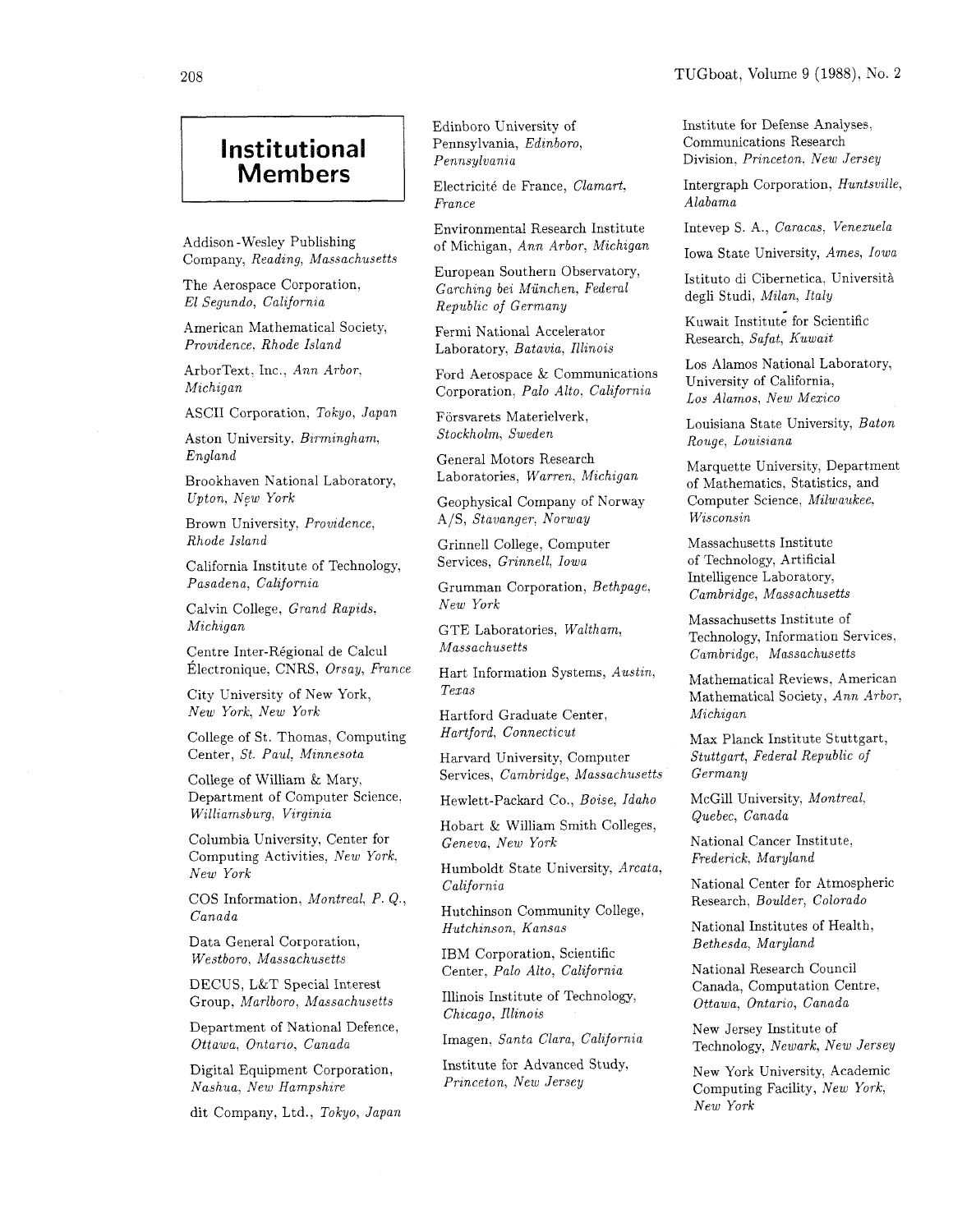# Institutional Members

Addison-Wesley Publishing Company, *Reading, Massachusetts*

The Aerospace Corporation, *El Segundo, California*

American Mathematical Society, *Providence, Rhode Island*

ArborText, Inc., *Ann Arbor, Michigan*

ASCII Corporation, *Tokyo, Japan*

Aston University, *Birmingham, England*

Brookhaven National Laboratory, *Upton, New York*

Brown University, *Providence, Rhode Island*

California Institute of Technology, *Pasadena, California*

Calvin College, *Grand Rapids, Michigan*

Centre Inter-Régional de Calcul Électronique, CNRS, *Orsay, France*

City University of New York, *New York, New York*

College of St. Thomas, Computing Center, *St. Paul, Minnesota*

College of William & Mary, Department of Computer Science, *Williamsburg, Virginia*

Columbia University, Center for Computing Activities, *New York, New York*

COS Information, *Montreal, P. Q., Canada*

Data General Corporation, *Westboro, Massachusetts*

DECUS, L&T Special Interest Group, *Marlboro, Massachusetts*

Department of National Defence, *Ottawa, Ontario, Canada*

Digital Equipment Corporation, *Nashua, New Hampshire*

dit Company, Ltd., *Tokyo, Japan*

Edinboro University of Pennsylvania, *Edinboro, Pennsylvania*

Electricité de France, *Clamart, France*

Environmental Research Institute of Michigan, *Ann Arbor, Michigan*

European Southern Observatory, *Garching bei München, Federal Republic of Germany*

Fermi National Accelerator Laboratory, *Batavia, Illinois*

Ford Aerospace & Communications Corporation, *Palo Alto, California*

Försvarets Materielverk, *Stockholm, Sweden*

General Motors Research Laboratories, *Warren, Michigan*

Geophysical Company of Norway A/S, *Stavanger, Norway*

Grinnell College, Computer Services, *Grinnell, Iowa*

Grumman Corporation, *Bethpage, New York*

GTE Laboratories, *Waltham, Massachusetts*

Hart Information Systems, *Austin, Texas*

Hartford Graduate Center, *Hartford, Connecticut*

Harvard University, Computer Services, *Cambridge, Massachusetts*

Hewlett-Packard Co., *Boise, Idaho*

Hobart & William Smith Colleges, *Geneva, New York*

Humboldt State University, *Arcata, California*

Hutchinson Community College, *Hutchinson, Kansas*

IBM Corporation, Scientific Center, *Palo Alto, California*

Illinois Institute of Technology, *Chicago, Illinois*

Imagen, *Santa Clara, California*

Institute for Advanced Study, *Princeton, New Jersey*

Institute for Defense Analyses, Communications Research Division, *Princeton, New Jersey*

Intergraph Corporation, *Huntsville, Alabama*

Intevep S. A., *Caracas, Venezuela*

Iowa State University, *Ames, Iowa*

Istituto di Cibernetica, Università degli Studi, *Milan, Italy*

Kuwait Institute for Scientific Research, *Safat, Kuwait*

Los Alamos National Laboratory, University of California, *Los Alamos, New Mexico*

Louisiana State University, *Baton Rouge, Louisiana*

Marquette University, Department of Mathematics, Statistics, and Computer Science, *Milwaukee, Wisconsin*

Massachusetts Institute of Technology, Artificial Intelligence Laboratory, *Cambridge, Massachusetts*

Massachusetts Institute of Technology, Information Services, *Cambridge, Massachusetts*

Mathematical Reviews, American Mathematical Society, *Ann Arbor, Michigan*

Max Planck Institute Stuttgart, *Stuttgart, Federal Republic of Germany*

McGill University, *Montreal, Quebec, Canada*

National Cancer Institute, *Frederick, Maryland*

National Center for Atmospheric Research, *Boulder, Colorado*

National Institutes of Health, *Bethesda, Maryland*

National Research Council Canada, Computation Centre, *Ottawa, Ontario, Canada*

New Jersey Institute of Technology, *Newark, New Jersey*

New York University, Academic Computing Facility, *New York, New York*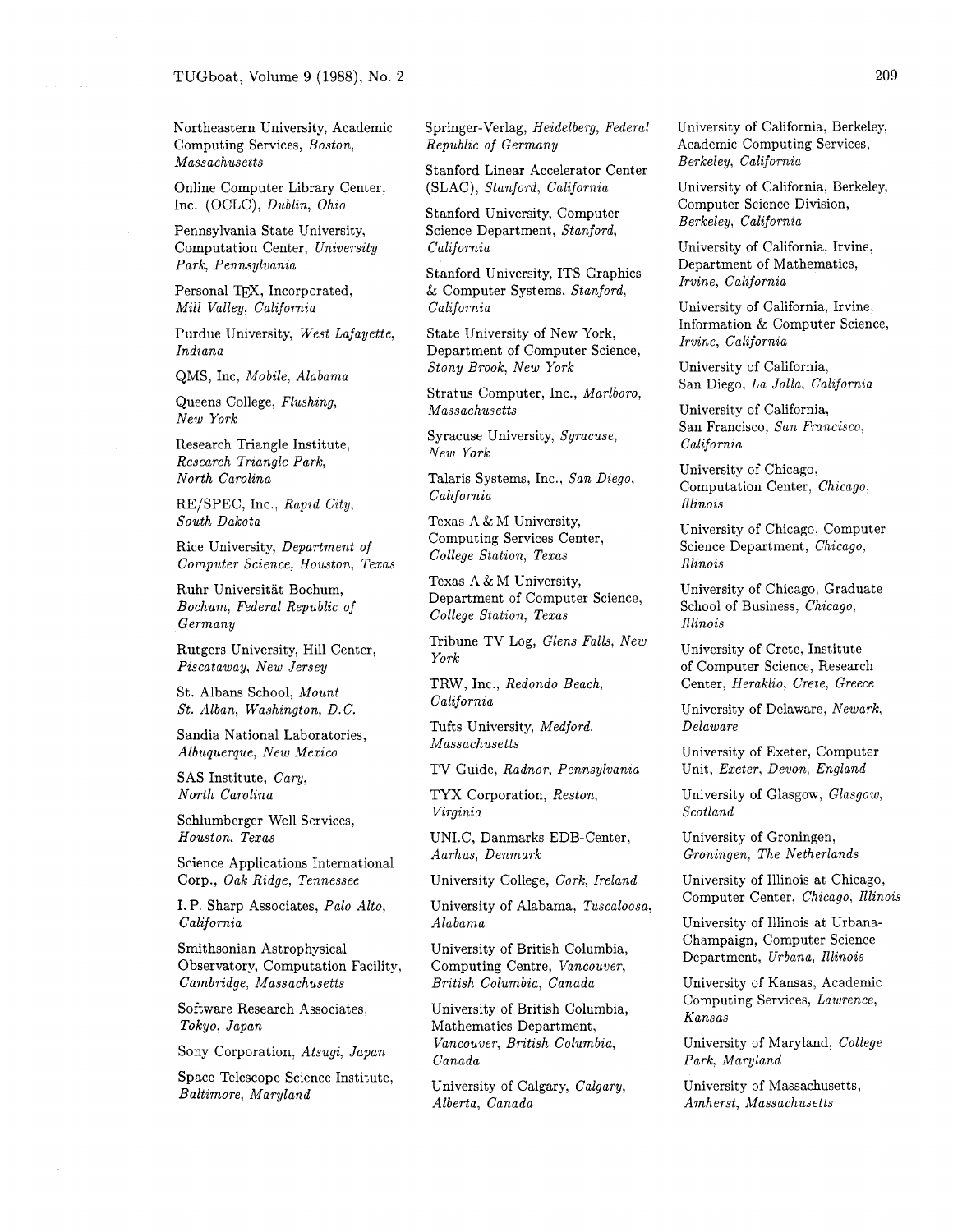Northeastern University, Academic Computing Services, *Boston, Massachusetts*

Online Computer Library Center, Inc. (OCLC), *Dublin, Ohio*

Pennsylvania State University, Computation Center, *University Park, Pennsylvania*

Personal TEX, Incorporated, *Mill Valley, California*

Purdue University, *West Lafayette, Indiana*

QMS, Inc, *Mobile, Alabama*

Queens College, *Flushing, New York*

Research Triangle Institute, *Research Triangle Park, North Carolina*

RE/SPEC, Inc., *Rapid City, South Dakota*

Rice University, *Department of Computer Science, Houston, Texas*

Ruhr Universität Bochum, *Bochum, Federal Republic of Germany*

Rutgers University, Hill Center, *Piscataway, New Jersey*

St. Albans School, *Mount St. Alban, Washington, D.C.*

Sandia National Laboratories, *Albuquerque, New Mexico*

SAS Institute, *Cary, North Carolina*

Schlumberger Well Services, *Houston, Texas*

Science Applications International Corp., *Oak Ridge, Tennessee*

I. P. Sharp Associates, *Palo Alto, California*

Smithsonian Astrophysical Observatory, Computation Facility, *Cambridge, Massachusetts*

Software Research Associates, *Tokyo, Japan*

Sony Corporation, *Atsugi, Japan*

Space Telescope Science Institute, *Baltimore, Maryland*

Springer-Verlag, *Heidelberg, Federal Republic of Germany*

Stanford Linear Accelerator Center (SLAC), *Stanford, California*

Stanford University, Computer Science Department, *Stanford, California*

Stanford University, ITS Graphics & Computer Systems, *Stanford, California*

State University of New York, Department of Computer Science, *Stony Brook, New York*

Stratus Computer, Inc., *Marlboro, Massachusetts*

Syracuse University, *Syracuse, New York*

Talaris Systems, Inc., *San Diego, California*

Texas A & M University, Computing Services Center, *College Station, Texas*

Texas A & M University, Department of Computer Science, *College Station, Texas*

Tribune TV Log, *Glens Falls, New York*

TRW, Inc., *Redondo Beach, California*

Tufts University, *Medford, Massachusetts*

TV Guide, *Radnor, Pennsylvania*

TYX Corporation, *Reston, Virginia*

UNI.C, Danmarks EDB-Center, *Aarhus, Denmark*

University College, *Cork, Ireland*

University of Alabama, *Tuscaloosa, Alabama*

University of British Columbia, Computing Centre, *Vancouver, British Columbia, Canada*

University of British Columbia, Mathematics Department, *Vancouver, British Columbia, Canada*

University of Calgary, *Calgary, Alberta, Canada*

University of California, Berkeley, Academic Computing Services, *Berkeley, California*

University of California, Berkeley, Computer Science Division, *Berkeley, California*

University of California, Irvine, Department of Mathematics, *Irvine, California*

University of California, Irvine, Information & Computer Science, *Irvine, California*

University of California, San Diego, *La Jolla, California*

University of California, San Francisco, *San Francisco, California*

University of Chicago, Computation Center, *Chicago, Illinois*

University of Chicago, Computer Science Department, *Chicago, Illinois*

University of Chicago, Graduate School of Business, *Chicago, Illinois*

University of Crete, Institute of Computer Science, Research Center, *Heraklio, Crete, Greece*

University of Delaware, *Newark, Delaware*

University of Exeter, Computer Unit, *Exeter, Devon, England*

University of Glasgow, *Glasgow, Scotland*

University of Groningen, *Groningen, The Netherlands*

University of Illinois at Chicago, Computer Center, *Chicago, Illinois*

University of Illinois at Urbana-Champaign, Computer Science Department, *Urbana, Illinois*

University of Kansas, Academic Computing Services, *Lawrence, Kansas*

University of Maryland, *College Park, Maryland*

University of Massachusetts, *Amherst, Massachusetts*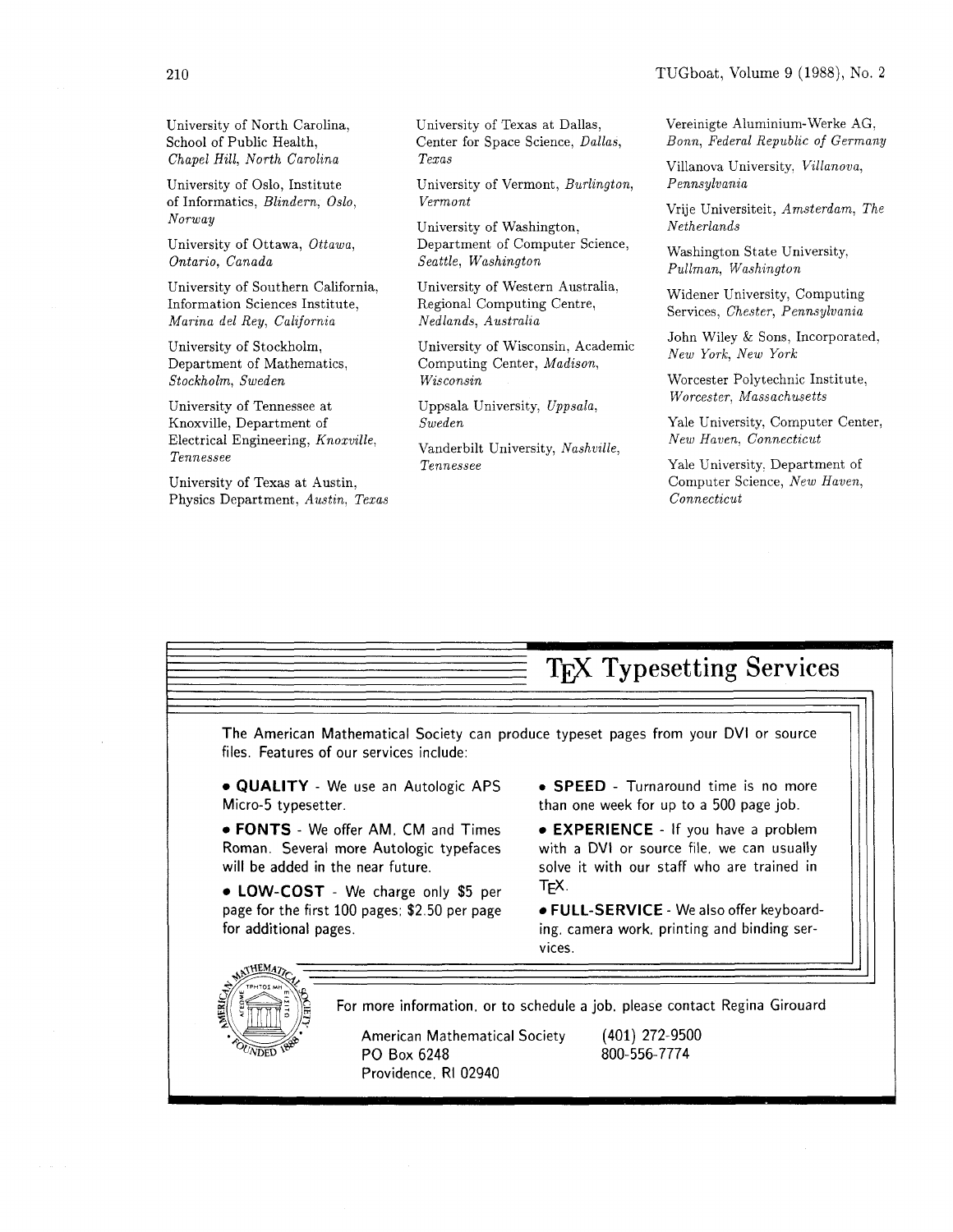University of North Carolina, School of Public Health, *Chapel Hill, North Carolina*

University of Oslo, Institute of Informatics, *Blindern, Oslo, Norway*

University of Ottawa, *Ottawa, Ontario, Canada*

University of Southern California, Information Sciences Institute, *Marina del Rey, California*

University of Stockholm, Department of Mathematics, *Stockholm, Sweden*

University of Tennessee at Knoxville, Department of Electrical Engineering, *Knoxville, Tennessee*

University of Texas at Austin, Physics Department, *Austin, Texas*

University of Texas at Dallas, Center for Space Science, *Dallas, Texas*

University of Vermont, *Burlington, Vermont*

University of Washington, Department of Computer Science, *Seattle, Washington*

University of Western Australia, Regional Computing Centre, *Nedlands, Australia*

University of Wisconsin, Academic Computing Center, *Madison, Wisconsin*

Uppsala University, *Uppsala, Sweden*

Vanderbilt University, *Nashville, Tennessee*

Vereinigte Aluminium-Werke AG, *Bonn, Federal Republic of Germany*

Villanova University, *Villanova, Pennsylvania*

Vrije Universiteit, *Amsterdam, The Netherlands*

Washington State University, *Pullman, Washington*

Widener University, Computing Services, *Chester, Pennsylvania*

John Wiley & Sons, Incorporated, *New York, New York*

Worcester Polytechnic Institute, *Worcester, Massachusetts*

Yale University, Computer Center, *New Haven, Connecticut*

Yale University, Department of Computer Science, *New Haven, Connecticut*

## TeX Typesetting Services

The American Mathematical Society can produce typeset pages from your DVI or source files. Features of our services include:

- **QUALITY** - We use an Autologic APS Micro-5 typesetter.
- **FONTS** - We offer AM, CM and Times Roman. Several more Autologic typefaces will be added in the near future.
- **LOW-COST** - We charge only $5 per page for the first 100 pages; $2.50 per page for additional pages.
- **SPEED** - Turnaround time is no more than one week for up to a 500 page job.
- **EXPERIENCE** - If you have a problem with a DVI or source file, we can usually solve it with our staff who are trained in TeX.
- **FULL-SERVICE** - We also offer keyboarding, camera work, printing and binding services.

For more information, or to schedule a job, please contact Regina Girouard

American Mathematical Society
PO Box 6248
Providence, RI 02940

(401) 272-9500
800-556-7774